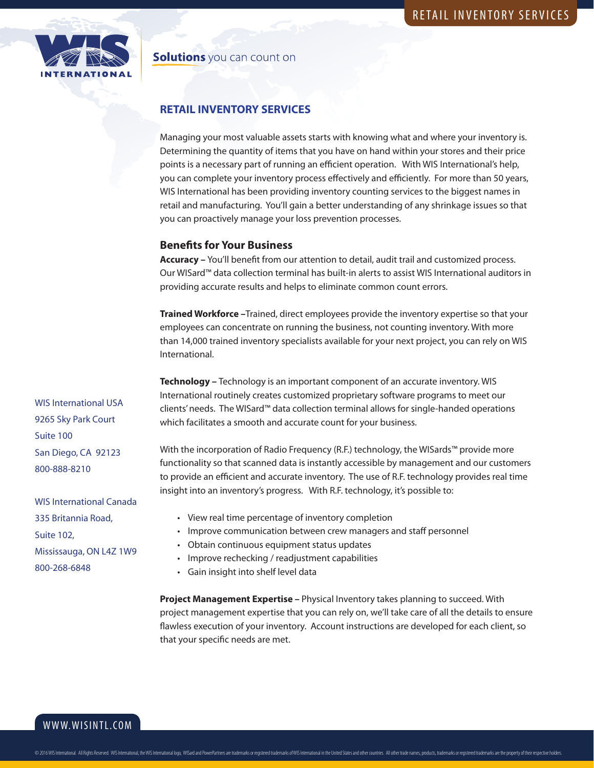# RETAIL INVENTORY SERVICES

**Solutions** you can count on

## RETAIL INVENTORY SERVICES

Managing your most valuable assets starts with knowing what and where your inventory is. Determining the quantity of items that you have on hand within your stores and their price points is a necessary part of running an efficient operation. With WIS International's help, you can complete your inventory process effectively and efficiently. For more than 50 years, WIS International has been providing inventory counting services to the biggest names in retail and manufacturing. You'll gain a better understanding of any shrinkage issues so that you can proactively manage your loss prevention processes.

### Benefits for Your Business

**Accuracy –** You'll benefit from our attention to detail, audit trail and customized process. Our WISard™ data collection terminal has built-in alerts to assist WIS International auditors in providing accurate results and helps to eliminate common count errors.

**Trained Workforce –**Trained, direct employees provide the inventory expertise so that your employees can concentrate on running the business, not counting inventory. With more than 14,000 trained inventory specialists available for your next project, you can rely on WIS International.

**Technology –** Technology is an important component of an accurate inventory. WIS International routinely creates customized proprietary software programs to meet our clients' needs. The WISard™ data collection terminal allows for single-handed operations which facilitates a smooth and accurate count for your business.

With the incorporation of Radio Frequency (R.F.) technology, the WISards™ provide more functionality so that scanned data is instantly accessible by management and our customers to provide an efficient and accurate inventory. The use of R.F. technology provides real time insight into an inventory's progress. With R.F. technology, it's possible to:

- View real time percentage of inventory completion
- Improve communication between crew managers and staff personnel
- Obtain continuous equipment status updates
- Improve rechecking / readjustment capabilities
- Gain insight into shelf level data

**Project Management Expertise –** Physical Inventory takes planning to succeed. With project management expertise that you can rely on, we'll take care of all the details to ensure flawless execution of your inventory. Account instructions are developed for each client, so that your specific needs are met.

WIS International USA
9265 Sky Park Court
Suite 100
San Diego, CA 92123
800-888-8210

WIS International Canada
335 Britannia Road,
Suite 102,
Mississauga, ON L4Z 1W9
800-268-6848

WWW.WISINTL.COM

© 2016 WIS International. All Rights Reserved. WIS International, the WIS International logo, WISard and PowerPartners are trademarks or registered trademarks of WIS International in the United States and other countries. All other trade names, products, trademarks or registered trademarks are the property of their respective holders.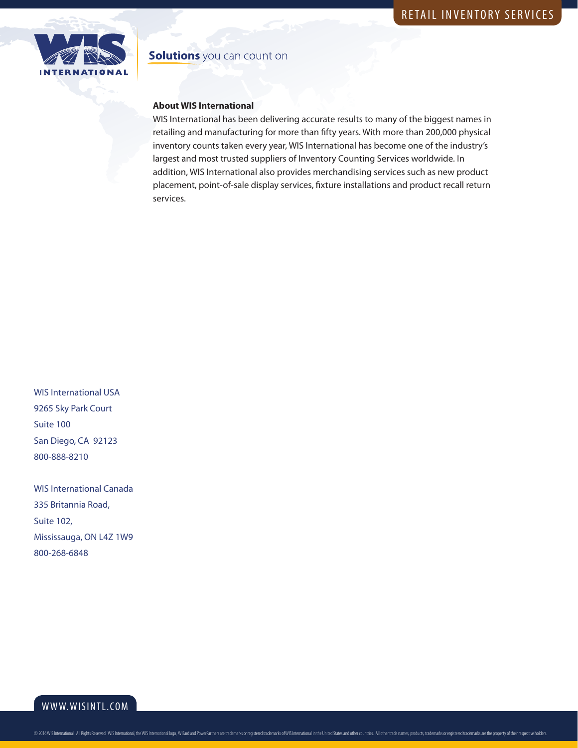RETAIL INVENTORY SERVICES

**Solutions** you can count on

**About WIS International**

WIS International has been delivering accurate results to many of the biggest names in retailing and manufacturing for more than fifty years. With more than 200,000 physical inventory counts taken every year, WIS International has become one of the industry's largest and most trusted suppliers of Inventory Counting Services worldwide. In addition, WIS International also provides merchandising services such as new product placement, point-of-sale display services, fixture installations and product recall return services.

WIS International USA
9265 Sky Park Court
Suite 100
San Diego, CA 92123
800-888-8210

WIS International Canada
335 Britannia Road,
Suite 102,
Mississauga, ON L4Z 1W9
800-268-6848

WWW.WISINTL.COM

© 2016 WIS International. All Rights Reserved. WIS International, the WIS International logo, WISard and PowerPartners are trademarks or registered trademarks of WIS International in the United States and other countries. All other trade names, products, trademarks or registered trademarks are the property of their respective holders.